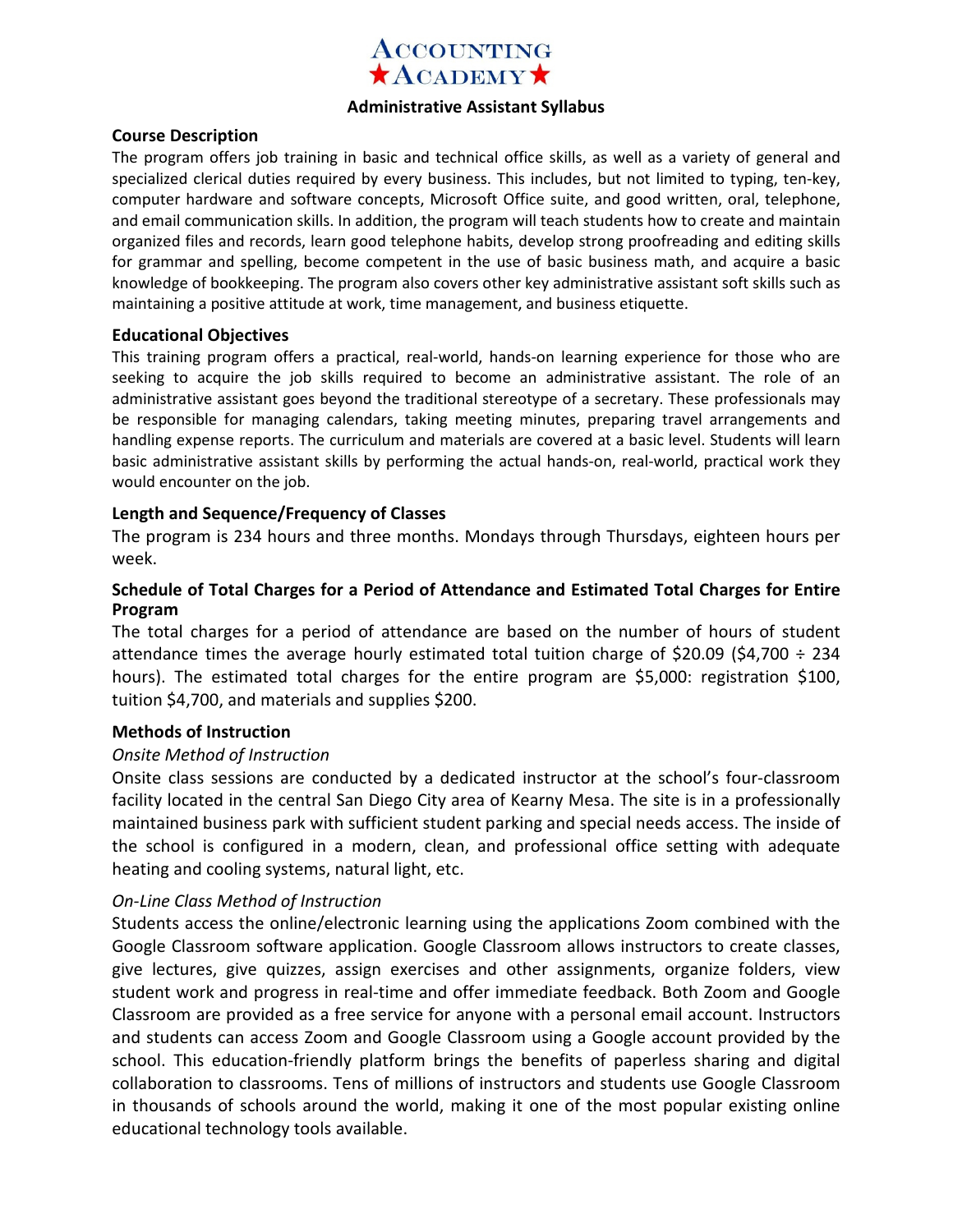# ACCOUNTING ★ACADEMY★

## Administrative Assistant Syllabus

### Course Description

The program offers job training in basic and technical office skills, as well as a variety of general and specialized clerical duties required by every business. This includes, but not limited to typing, ten-key, computer hardware and software concepts, Microsoft Office suite, and good written, oral, telephone, and email communication skills. In addition, the program will teach students how to create and maintain organized files and records, learn good telephone habits, develop strong proofreading and editing skills for grammar and spelling, become competent in the use of basic business math, and acquire a basic knowledge of bookkeeping. The program also covers other key administrative assistant soft skills such as maintaining a positive attitude at work, time management, and business etiquette.

### Educational Objectives

This training program offers a practical, real-world, hands-on learning experience for those who are seeking to acquire the job skills required to become an administrative assistant. The role of an administrative assistant goes beyond the traditional stereotype of a secretary. These professionals may be responsible for managing calendars, taking meeting minutes, preparing travel arrangements and handling expense reports. The curriculum and materials are covered at a basic level. Students will learn basic administrative assistant skills by performing the actual hands-on, real-world, practical work they would encounter on the job.

### Length and Sequence/Frequency of Classes

The program is 234 hours and three months. Mondays through Thursdays, eighteen hours per week.

### Schedule of Total Charges for a Period of Attendance and Estimated Total Charges for Entire Program

The total charges for a period of attendance are based on the number of hours of student attendance times the average hourly estimated total tuition charge of $20.09 ($4,700 ÷ 234 hours). The estimated total charges for the entire program are $5,000: registration $100, tuition $4,700, and materials and supplies $200.

### Methods of Instruction

*Onsite Method of Instruction*

Onsite class sessions are conducted by a dedicated instructor at the school's four-classroom facility located in the central San Diego City area of Kearny Mesa. The site is in a professionally maintained business park with sufficient student parking and special needs access. The inside of the school is configured in a modern, clean, and professional office setting with adequate heating and cooling systems, natural light, etc.

*On-Line Class Method of Instruction*

Students access the online/electronic learning using the applications Zoom combined with the Google Classroom software application. Google Classroom allows instructors to create classes, give lectures, give quizzes, assign exercises and other assignments, organize folders, view student work and progress in real-time and offer immediate feedback. Both Zoom and Google Classroom are provided as a free service for anyone with a personal email account. Instructors and students can access Zoom and Google Classroom using a Google account provided by the school. This education-friendly platform brings the benefits of paperless sharing and digital collaboration to classrooms. Tens of millions of instructors and students use Google Classroom in thousands of schools around the world, making it one of the most popular existing online educational technology tools available.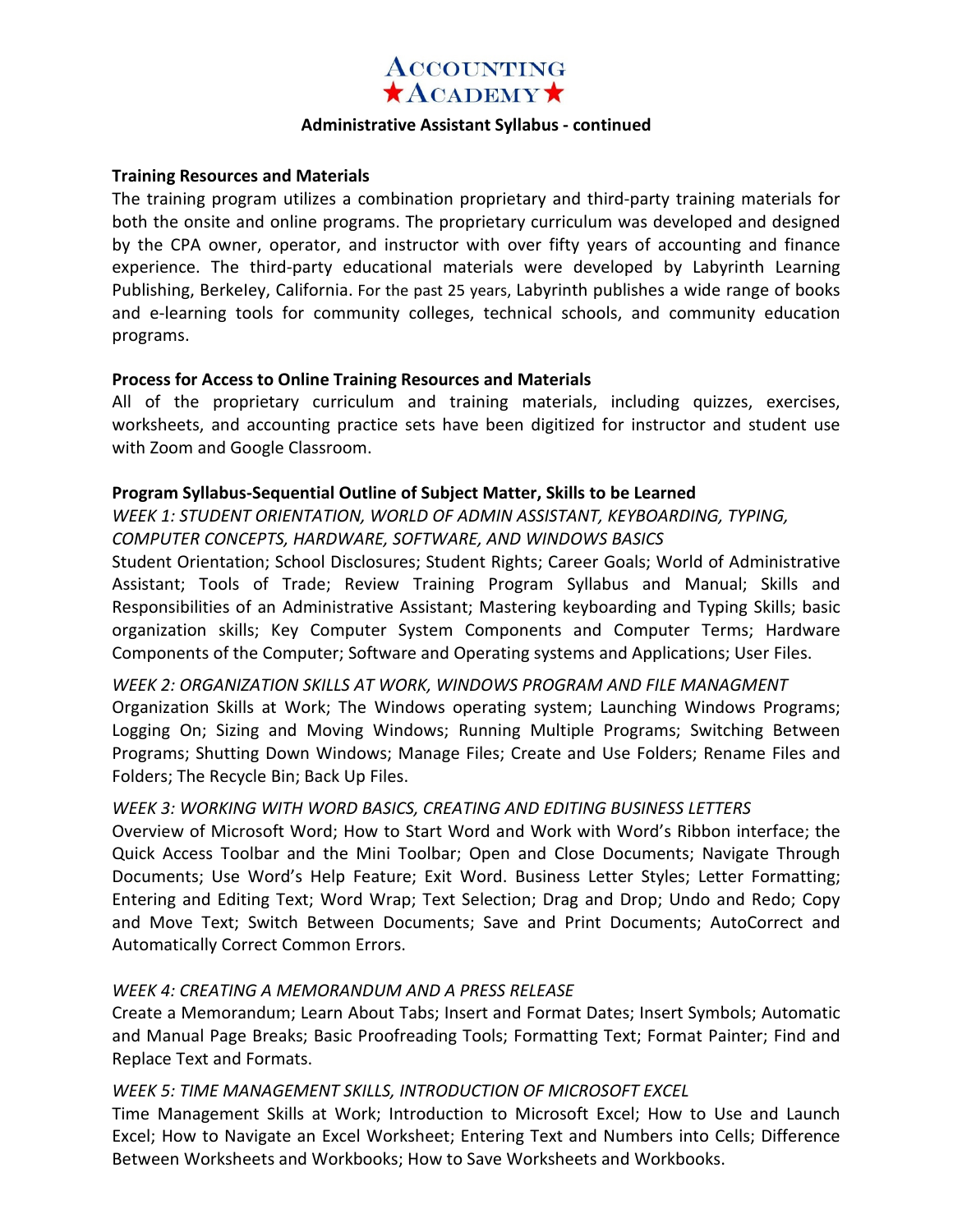**Administrative Assistant Syllabus - continued**

**Training Resources and Materials**

The training program utilizes a combination proprietary and third-party training materials for both the onsite and online programs. The proprietary curriculum was developed and designed by the CPA owner, operator, and instructor with over fifty years of accounting and finance experience. The third-party educational materials were developed by Labyrinth Learning Publishing, Berkeley, California. For the past 25 years, Labyrinth publishes a wide range of books and e-learning tools for community colleges, technical schools, and community education programs.

**Process for Access to Online Training Resources and Materials**

All of the proprietary curriculum and training materials, including quizzes, exercises, worksheets, and accounting practice sets have been digitized for instructor and student use with Zoom and Google Classroom.

**Program Syllabus-Sequential Outline of Subject Matter, Skills to be Learned**

*WEEK 1: STUDENT ORIENTATION, WORLD OF ADMIN ASSISTANT, KEYBOARDING, TYPING, COMPUTER CONCEPTS, HARDWARE, SOFTWARE, AND WINDOWS BASICS*

Student Orientation; School Disclosures; Student Rights; Career Goals; World of Administrative Assistant; Tools of Trade; Review Training Program Syllabus and Manual; Skills and Responsibilities of an Administrative Assistant; Mastering keyboarding and Typing Skills; basic organization skills; Key Computer System Components and Computer Terms; Hardware Components of the Computer; Software and Operating systems and Applications; User Files.

*WEEK 2: ORGANIZATION SKILLS AT WORK, WINDOWS PROGRAM AND FILE MANAGMENT*

Organization Skills at Work; The Windows operating system; Launching Windows Programs; Logging On; Sizing and Moving Windows; Running Multiple Programs; Switching Between Programs; Shutting Down Windows; Manage Files; Create and Use Folders; Rename Files and Folders; The Recycle Bin; Back Up Files.

*WEEK 3: WORKING WITH WORD BASICS, CREATING AND EDITING BUSINESS LETTERS*

Overview of Microsoft Word; How to Start Word and Work with Word's Ribbon interface; the Quick Access Toolbar and the Mini Toolbar; Open and Close Documents; Navigate Through Documents; Use Word's Help Feature; Exit Word. Business Letter Styles; Letter Formatting; Entering and Editing Text; Word Wrap; Text Selection; Drag and Drop; Undo and Redo; Copy and Move Text; Switch Between Documents; Save and Print Documents; AutoCorrect and Automatically Correct Common Errors.

*WEEK 4: CREATING A MEMORANDUM AND A PRESS RELEASE*

Create a Memorandum; Learn About Tabs; Insert and Format Dates; Insert Symbols; Automatic and Manual Page Breaks; Basic Proofreading Tools; Formatting Text; Format Painter; Find and Replace Text and Formats.

*WEEK 5: TIME MANAGEMENT SKILLS, INTRODUCTION OF MICROSOFT EXCEL*

Time Management Skills at Work; Introduction to Microsoft Excel; How to Use and Launch Excel; How to Navigate an Excel Worksheet; Entering Text and Numbers into Cells; Difference Between Worksheets and Workbooks; How to Save Worksheets and Workbooks.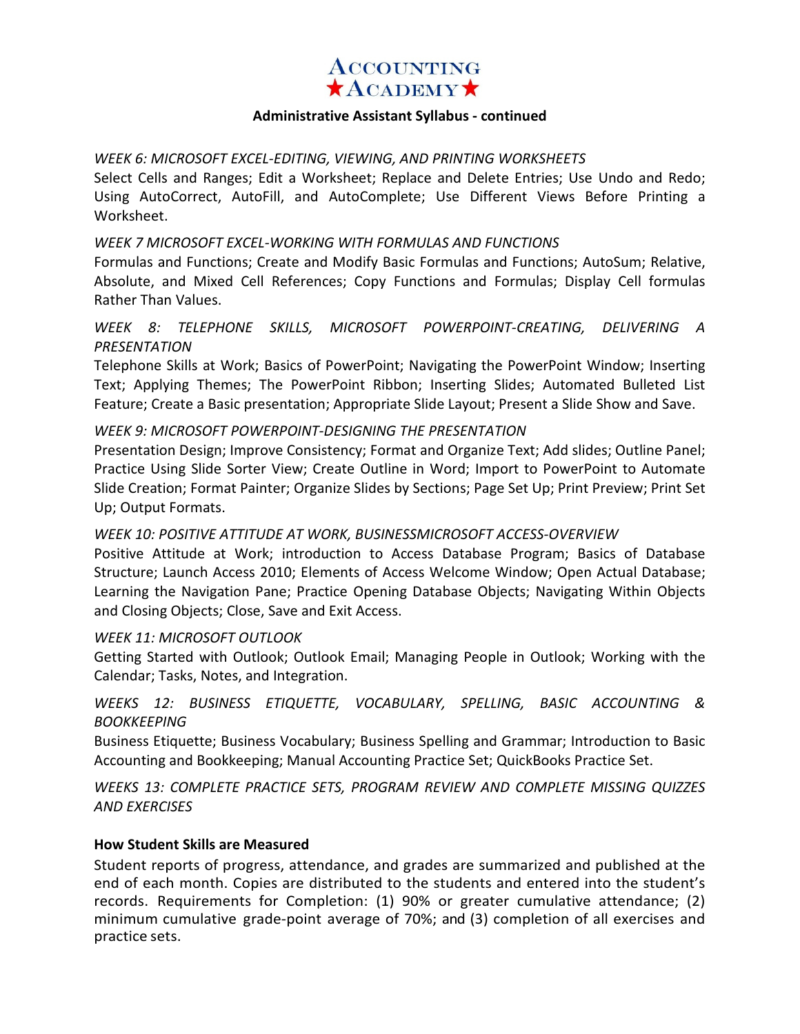# Accounting ★Academy★

**Administrative Assistant Syllabus - continued**

*WEEK 6: MICROSOFT EXCEL-EDITING, VIEWING, AND PRINTING WORKSHEETS*

Select Cells and Ranges; Edit a Worksheet; Replace and Delete Entries; Use Undo and Redo; Using AutoCorrect, AutoFill, and AutoComplete; Use Different Views Before Printing a Worksheet.

*WEEK 7 MICROSOFT EXCEL-WORKING WITH FORMULAS AND FUNCTIONS*

Formulas and Functions; Create and Modify Basic Formulas and Functions; AutoSum; Relative, Absolute, and Mixed Cell References; Copy Functions and Formulas; Display Cell formulas Rather Than Values.

*WEEK 8: TELEPHONE SKILLS, MICROSOFT POWERPOINT-CREATING, DELIVERING A PRESENTATION*

Telephone Skills at Work; Basics of PowerPoint; Navigating the PowerPoint Window; Inserting Text; Applying Themes; The PowerPoint Ribbon; Inserting Slides; Automated Bulleted List Feature; Create a Basic presentation; Appropriate Slide Layout; Present a Slide Show and Save.

*WEEK 9: MICROSOFT POWERPOINT-DESIGNING THE PRESENTATION*

Presentation Design; Improve Consistency; Format and Organize Text; Add slides; Outline Panel; Practice Using Slide Sorter View; Create Outline in Word; Import to PowerPoint to Automate Slide Creation; Format Painter; Organize Slides by Sections; Page Set Up; Print Preview; Print Set Up; Output Formats.

*WEEK 10: POSITIVE ATTITUDE AT WORK, BUSINESSMICROSOFT ACCESS-OVERVIEW*

Positive Attitude at Work; introduction to Access Database Program; Basics of Database Structure; Launch Access 2010; Elements of Access Welcome Window; Open Actual Database; Learning the Navigation Pane; Practice Opening Database Objects; Navigating Within Objects and Closing Objects; Close, Save and Exit Access.

*WEEK 11: MICROSOFT OUTLOOK*

Getting Started with Outlook; Outlook Email; Managing People in Outlook; Working with the Calendar; Tasks, Notes, and Integration.

*WEEKS 12: BUSINESS ETIQUETTE, VOCABULARY, SPELLING, BASIC ACCOUNTING & BOOKKEEPING*

Business Etiquette; Business Vocabulary; Business Spelling and Grammar; Introduction to Basic Accounting and Bookkeeping; Manual Accounting Practice Set; QuickBooks Practice Set.

*WEEKS 13: COMPLETE PRACTICE SETS, PROGRAM REVIEW AND COMPLETE MISSING QUIZZES AND EXERCISES*

**How Student Skills are Measured**

Student reports of progress, attendance, and grades are summarized and published at the end of each month. Copies are distributed to the students and entered into the student's records. Requirements for Completion: (1) 90% or greater cumulative attendance; (2) minimum cumulative grade-point average of 70%; and (3) completion of all exercises and practice sets.